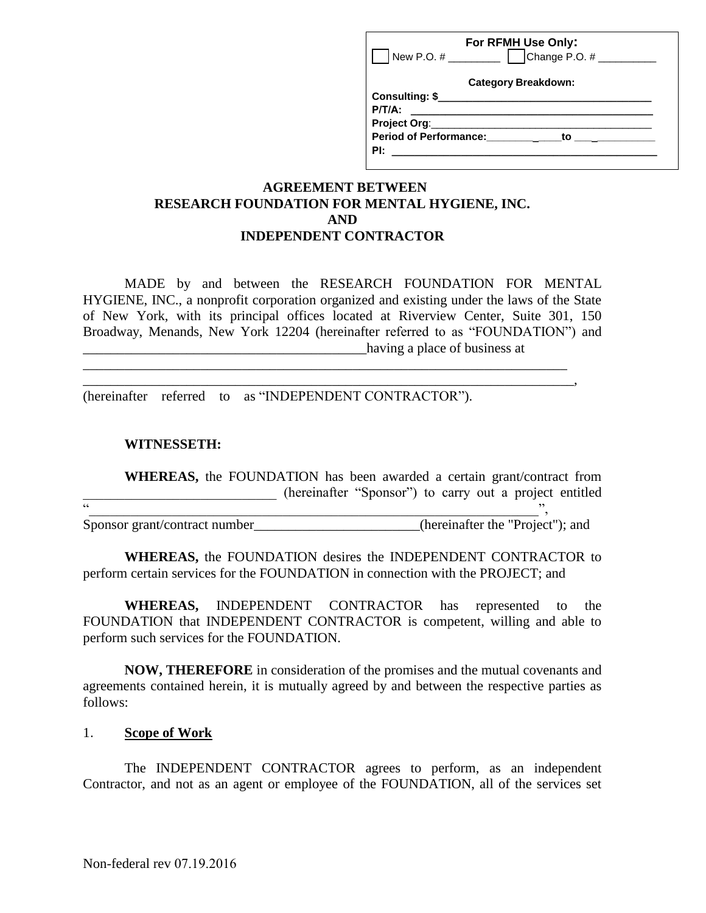**For RFMH Use Only:**

☐ New P.O. # _________ ☐ Change P.O. # __________

**Category Breakdown:**

**Consulting: $**___________________________________

**P/T/A:** ________________________________________

**Project Org**:_____________________________________

**Period of Performance:**________ _____to ___ _________

**PI:** ____________________________________________

**AGREEMENT BETWEEN**
**RESEARCH FOUNDATION FOR MENTAL HYGIENE, INC.**
**AND**
**INDEPENDENT CONTRACTOR**

MADE by and between the RESEARCH FOUNDATION FOR MENTAL HYGIENE, INC., a nonprofit corporation organized and existing under the laws of the State of New York, with its principal offices located at Riverview Center, Suite 301, 150 Broadway, Menands, New York 12204 (hereinafter referred to as "FOUNDATION") and __________________________________________having a place of business at ________________________________________________________________________ ________________________________________________________________________, (hereinafter referred to as "INDEPENDENT CONTRACTOR").

**WITNESSETH:**

**WHEREAS,** the FOUNDATION has been awarded a certain grant/contract from _____________________________ (hereinafter "Sponsor") to carry out a project entitled "__________________________________________________________________", Sponsor grant/contract number_________________________(hereinafter the "Project"); and

**WHEREAS,** the FOUNDATION desires the INDEPENDENT CONTRACTOR to perform certain services for the FOUNDATION in connection with the PROJECT; and

**WHEREAS,** INDEPENDENT CONTRACTOR has represented to the FOUNDATION that INDEPENDENT CONTRACTOR is competent, willing and able to perform such services for the FOUNDATION.

**NOW, THEREFORE** in consideration of the promises and the mutual covenants and agreements contained herein, it is mutually agreed by and between the respective parties as follows:

1. **Scope of Work**

The INDEPENDENT CONTRACTOR agrees to perform, as an independent Contractor, and not as an agent or employee of the FOUNDATION, all of the services set

Non-federal rev 07.19.2016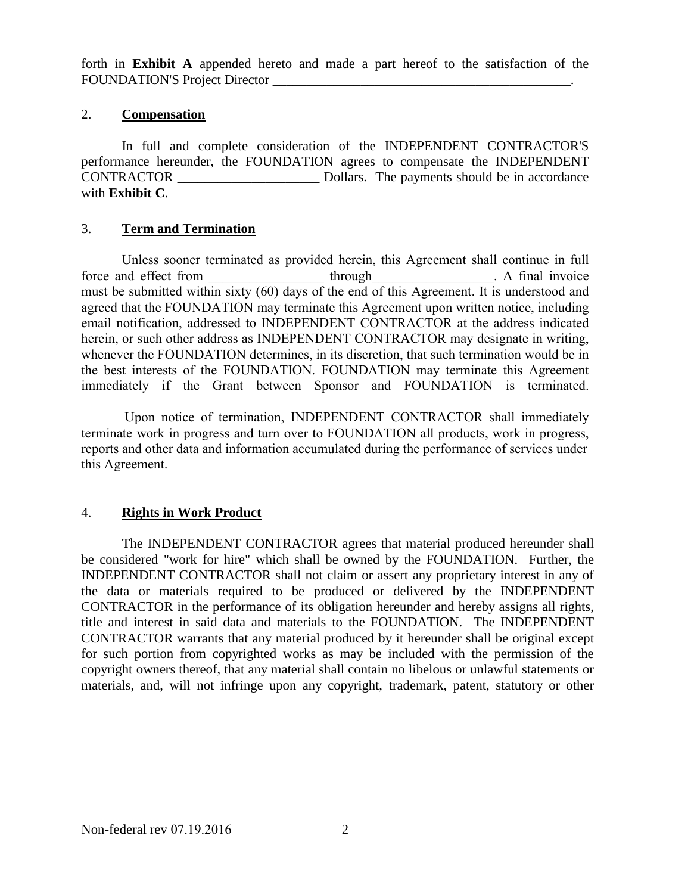forth in **Exhibit A** appended hereto and made a part hereof to the satisfaction of the FOUNDATION'S Project Director _______________________________________________.

2. **Compensation**

In full and complete consideration of the INDEPENDENT CONTRACTOR'S performance hereunder, the FOUNDATION agrees to compensate the INDEPENDENT CONTRACTOR _____________________ Dollars. The payments should be in accordance with **Exhibit C**.

3. **Term and Termination**

Unless sooner terminated as provided herein, this Agreement shall continue in full force and effect from _________________ through__________________. A final invoice must be submitted within sixty (60) days of the end of this Agreement. It is understood and agreed that the FOUNDATION may terminate this Agreement upon written notice, including email notification, addressed to INDEPENDENT CONTRACTOR at the address indicated herein, or such other address as INDEPENDENT CONTRACTOR may designate in writing, whenever the FOUNDATION determines, in its discretion, that such termination would be in the best interests of the FOUNDATION. FOUNDATION may terminate this Agreement immediately if the Grant between Sponsor and FOUNDATION is terminated.

Upon notice of termination, INDEPENDENT CONTRACTOR shall immediately terminate work in progress and turn over to FOUNDATION all products, work in progress, reports and other data and information accumulated during the performance of services under this Agreement.

4. **Rights in Work Product**

The INDEPENDENT CONTRACTOR agrees that material produced hereunder shall be considered "work for hire" which shall be owned by the FOUNDATION. Further, the INDEPENDENT CONTRACTOR shall not claim or assert any proprietary interest in any of the data or materials required to be produced or delivered by the INDEPENDENT CONTRACTOR in the performance of its obligation hereunder and hereby assigns all rights, title and interest in said data and materials to the FOUNDATION. The INDEPENDENT CONTRACTOR warrants that any material produced by it hereunder shall be original except for such portion from copyrighted works as may be included with the permission of the copyright owners thereof, that any material shall contain no libelous or unlawful statements or materials, and, will not infringe upon any copyright, trademark, patent, statutory or other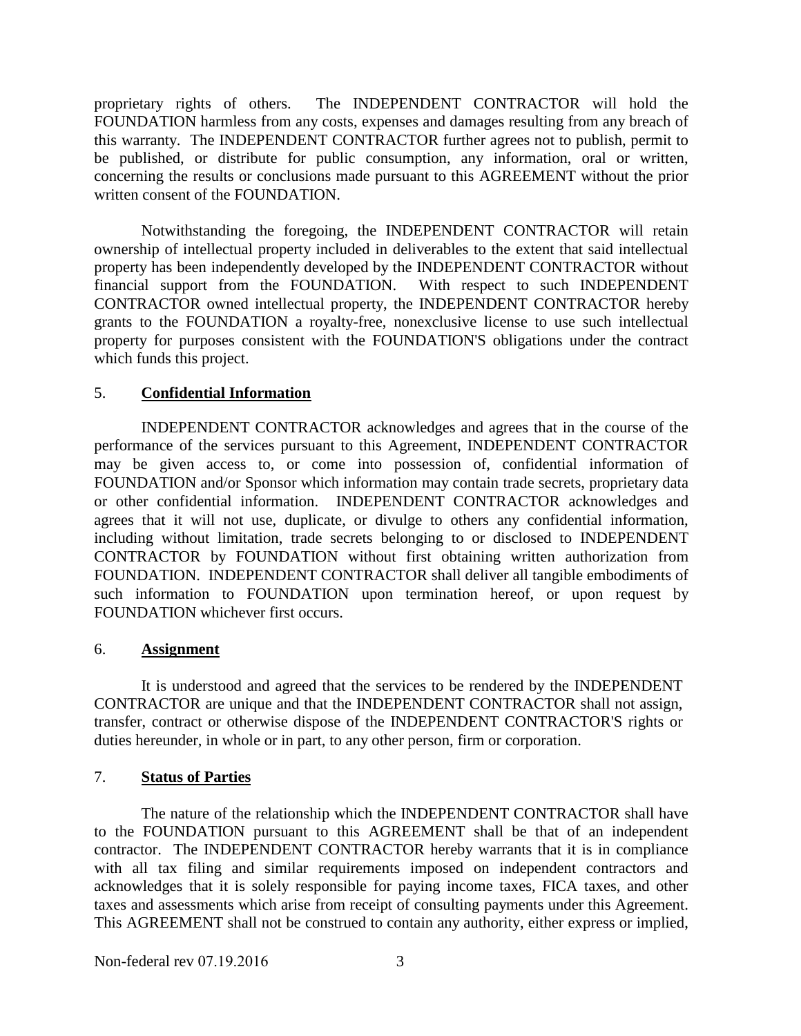proprietary rights of others. The INDEPENDENT CONTRACTOR will hold the FOUNDATION harmless from any costs, expenses and damages resulting from any breach of this warranty. The INDEPENDENT CONTRACTOR further agrees not to publish, permit to be published, or distribute for public consumption, any information, oral or written, concerning the results or conclusions made pursuant to this AGREEMENT without the prior written consent of the FOUNDATION.

Notwithstanding the foregoing, the INDEPENDENT CONTRACTOR will retain ownership of intellectual property included in deliverables to the extent that said intellectual property has been independently developed by the INDEPENDENT CONTRACTOR without financial support from the FOUNDATION. With respect to such INDEPENDENT CONTRACTOR owned intellectual property, the INDEPENDENT CONTRACTOR hereby grants to the FOUNDATION a royalty-free, nonexclusive license to use such intellectual property for purposes consistent with the FOUNDATION'S obligations under the contract which funds this project.

5. **Confidential Information**

INDEPENDENT CONTRACTOR acknowledges and agrees that in the course of the performance of the services pursuant to this Agreement, INDEPENDENT CONTRACTOR may be given access to, or come into possession of, confidential information of FOUNDATION and/or Sponsor which information may contain trade secrets, proprietary data or other confidential information. INDEPENDENT CONTRACTOR acknowledges and agrees that it will not use, duplicate, or divulge to others any confidential information, including without limitation, trade secrets belonging to or disclosed to INDEPENDENT CONTRACTOR by FOUNDATION without first obtaining written authorization from FOUNDATION. INDEPENDENT CONTRACTOR shall deliver all tangible embodiments of such information to FOUNDATION upon termination hereof, or upon request by FOUNDATION whichever first occurs.

6. **Assignment**

It is understood and agreed that the services to be rendered by the INDEPENDENT CONTRACTOR are unique and that the INDEPENDENT CONTRACTOR shall not assign, transfer, contract or otherwise dispose of the INDEPENDENT CONTRACTOR'S rights or duties hereunder, in whole or in part, to any other person, firm or corporation.

7. **Status of Parties**

The nature of the relationship which the INDEPENDENT CONTRACTOR shall have to the FOUNDATION pursuant to this AGREEMENT shall be that of an independent contractor. The INDEPENDENT CONTRACTOR hereby warrants that it is in compliance with all tax filing and similar requirements imposed on independent contractors and acknowledges that it is solely responsible for paying income taxes, FICA taxes, and other taxes and assessments which arise from receipt of consulting payments under this Agreement. This AGREEMENT shall not be construed to contain any authority, either express or implied,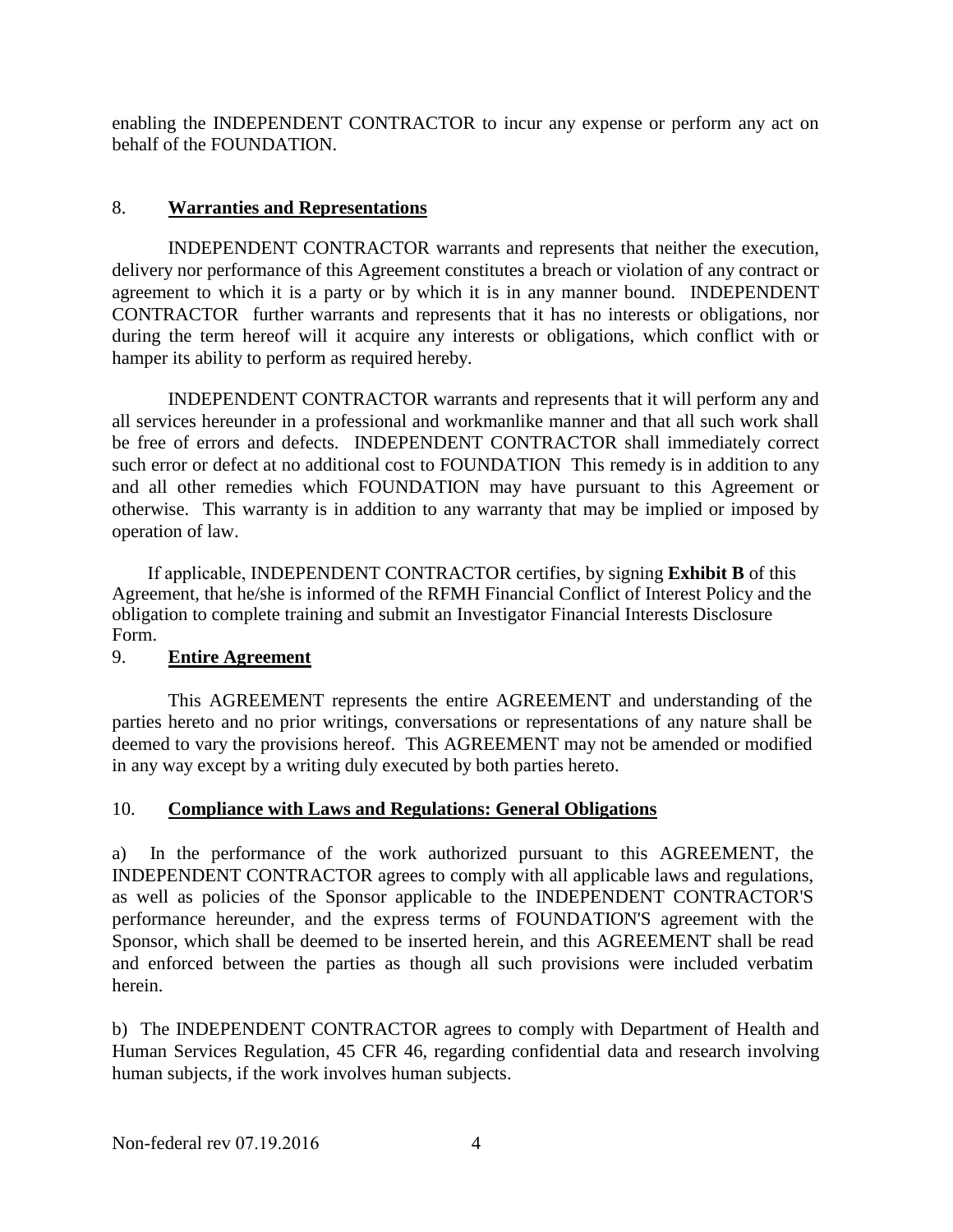enabling the INDEPENDENT CONTRACTOR to incur any expense or perform any act on behalf of the FOUNDATION.

8. **Warranties and Representations**

INDEPENDENT CONTRACTOR warrants and represents that neither the execution, delivery nor performance of this Agreement constitutes a breach or violation of any contract or agreement to which it is a party or by which it is in any manner bound. INDEPENDENT CONTRACTOR further warrants and represents that it has no interests or obligations, nor during the term hereof will it acquire any interests or obligations, which conflict with or hamper its ability to perform as required hereby.

INDEPENDENT CONTRACTOR warrants and represents that it will perform any and all services hereunder in a professional and workmanlike manner and that all such work shall be free of errors and defects. INDEPENDENT CONTRACTOR shall immediately correct such error or defect at no additional cost to FOUNDATION This remedy is in addition to any and all other remedies which FOUNDATION may have pursuant to this Agreement or otherwise. This warranty is in addition to any warranty that may be implied or imposed by operation of law.

If applicable, INDEPENDENT CONTRACTOR certifies, by signing **Exhibit B** of this Agreement, that he/she is informed of the RFMH Financial Conflict of Interest Policy and the obligation to complete training and submit an Investigator Financial Interests Disclosure Form.

9. **Entire Agreement**

This AGREEMENT represents the entire AGREEMENT and understanding of the parties hereto and no prior writings, conversations or representations of any nature shall be deemed to vary the provisions hereof. This AGREEMENT may not be amended or modified in any way except by a writing duly executed by both parties hereto.

10. **Compliance with Laws and Regulations: General Obligations**

a) In the performance of the work authorized pursuant to this AGREEMENT, the INDEPENDENT CONTRACTOR agrees to comply with all applicable laws and regulations, as well as policies of the Sponsor applicable to the INDEPENDENT CONTRACTOR'S performance hereunder, and the express terms of FOUNDATION'S agreement with the Sponsor, which shall be deemed to be inserted herein, and this AGREEMENT shall be read and enforced between the parties as though all such provisions were included verbatim herein.

b) The INDEPENDENT CONTRACTOR agrees to comply with Department of Health and Human Services Regulation, 45 CFR 46, regarding confidential data and research involving human subjects, if the work involves human subjects.

Non-federal rev 07.19.2016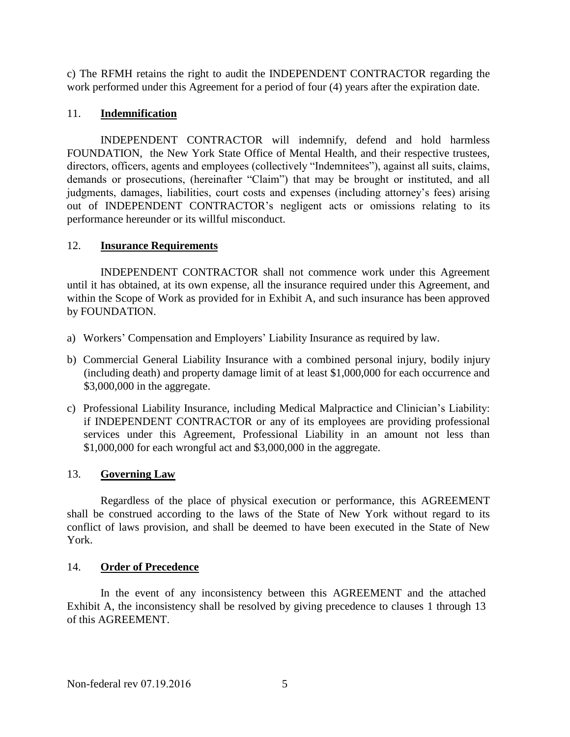c) The RFMH retains the right to audit the INDEPENDENT CONTRACTOR regarding the work performed under this Agreement for a period of four (4) years after the expiration date.

11. **Indemnification**

INDEPENDENT CONTRACTOR will indemnify, defend and hold harmless FOUNDATION, the New York State Office of Mental Health, and their respective trustees, directors, officers, agents and employees (collectively "Indemnitees"), against all suits, claims, demands or prosecutions, (hereinafter "Claim") that may be brought or instituted, and all judgments, damages, liabilities, court costs and expenses (including attorney's fees) arising out of INDEPENDENT CONTRACTOR's negligent acts or omissions relating to its performance hereunder or its willful misconduct.

12. **Insurance Requirements**

INDEPENDENT CONTRACTOR shall not commence work under this Agreement until it has obtained, at its own expense, all the insurance required under this Agreement, and within the Scope of Work as provided for in Exhibit A, and such insurance has been approved by FOUNDATION.

a) Workers' Compensation and Employers' Liability Insurance as required by law.

b) Commercial General Liability Insurance with a combined personal injury, bodily injury (including death) and property damage limit of at least $1,000,000 for each occurrence and $3,000,000 in the aggregate.

c) Professional Liability Insurance, including Medical Malpractice and Clinician's Liability: if INDEPENDENT CONTRACTOR or any of its employees are providing professional services under this Agreement, Professional Liability in an amount not less than $1,000,000 for each wrongful act and $3,000,000 in the aggregate.

13. **Governing Law**

Regardless of the place of physical execution or performance, this AGREEMENT shall be construed according to the laws of the State of New York without regard to its conflict of laws provision, and shall be deemed to have been executed in the State of New York.

14. **Order of Precedence**

In the event of any inconsistency between this AGREEMENT and the attached Exhibit A, the inconsistency shall be resolved by giving precedence to clauses 1 through 13 of this AGREEMENT.

Non-federal rev 07.19.2016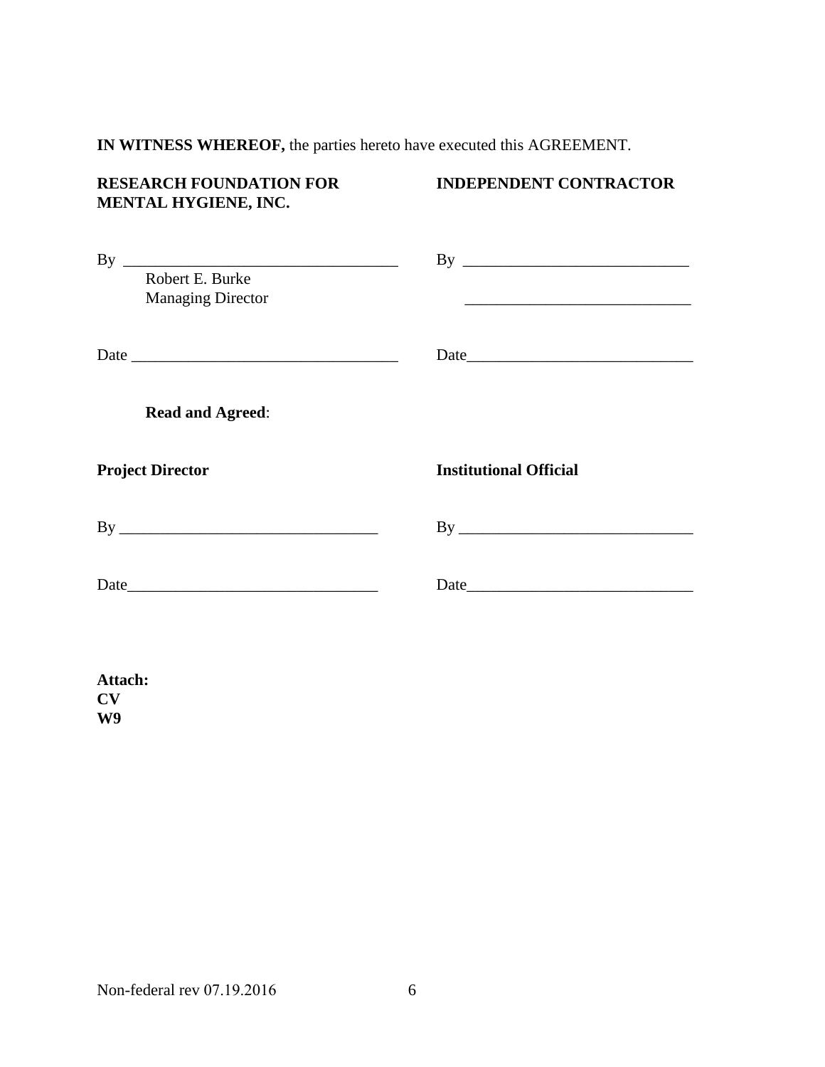**IN WITNESS WHEREOF,** the parties hereto have executed this AGREEMENT.

| **RESEARCH FOUNDATION FOR MENTAL HYGIENE, INC.** | **INDEPENDENT CONTRACTOR** |
|---|---|
| By ___________________________________ | By ____________________________ |
| Robert E. Burke<br>Managing Director | ____________________________ |
| Date _________________________________ | Date____________________________ |

**Read and Agreed**:

| **Project Director** | **Institutional Official** |
|---|---|
| By _______________________________ | By _____________________________ |
| Date_______________________________ | Date____________________________ |

**Attach:**
**CV**
**W9**

Non-federal rev 07.19.2016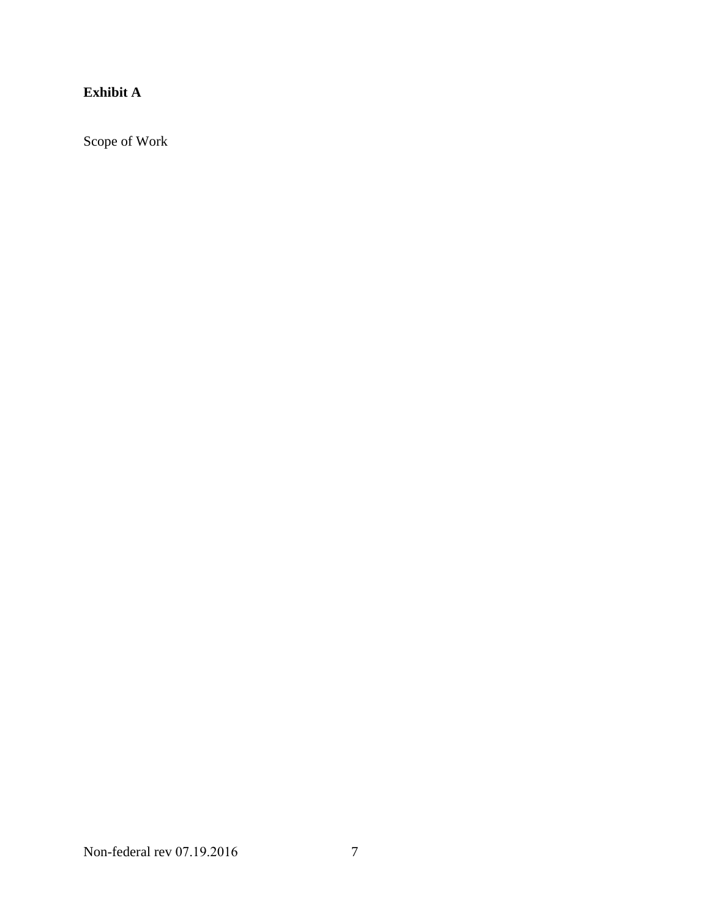**Exhibit A**

Scope of Work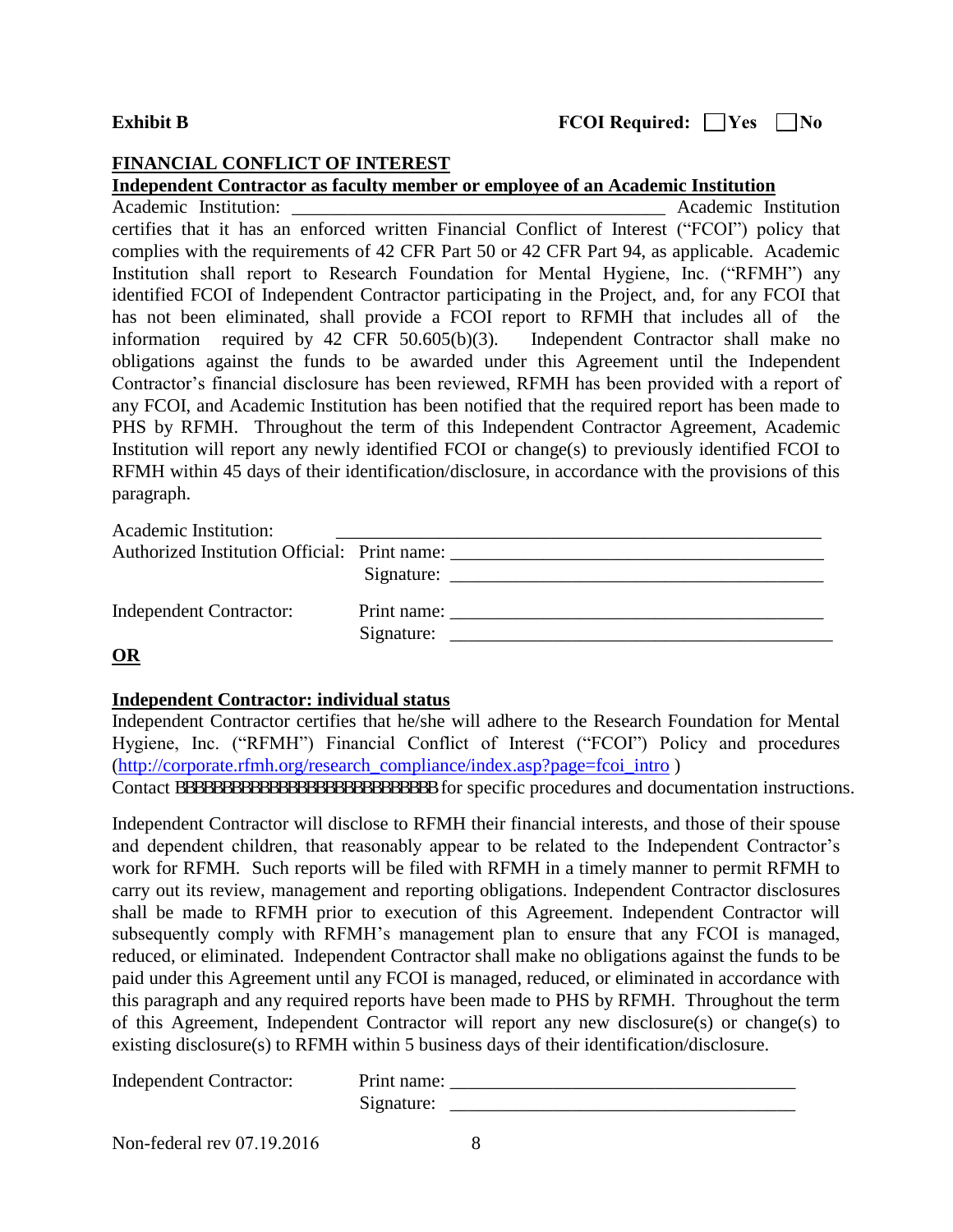**Exhibit B** **FCOI Required: ☐ Yes ☐ No**

**FINANCIAL CONFLICT OF INTEREST**

**Independent Contractor as faculty member or employee of an Academic Institution**

Academic Institution: ________________________________________ Academic Institution certifies that it has an enforced written Financial Conflict of Interest ("FCOI") policy that complies with the requirements of 42 CFR Part 50 or 42 CFR Part 94, as applicable. Academic Institution shall report to Research Foundation for Mental Hygiene, Inc. ("RFMH") any identified FCOI of Independent Contractor participating in the Project, and, for any FCOI that has not been eliminated, shall provide a FCOI report to RFMH that includes all of the information required by 42 CFR 50.605(b)(3). Independent Contractor shall make no obligations against the funds to be awarded under this Agreement until the Independent Contractor's financial disclosure has been reviewed, RFMH has been provided with a report of any FCOI, and Academic Institution has been notified that the required report has been made to PHS by RFMH. Throughout the term of this Independent Contractor Agreement, Academic Institution will report any newly identified FCOI or change(s) to previously identified FCOI to RFMH within 45 days of their identification/disclosure, in accordance with the provisions of this paragraph.

Academic Institution: ____________________________________________________

Authorized Institution Official: Print name: ________________________________________

Signature: ________________________________________

Independent Contractor: Print name: ________________________________________

Signature: ________________________________________

**OR**

**Independent Contractor: individual status**

Independent Contractor certifies that he/she will adhere to the Research Foundation for Mental Hygiene, Inc. ("RFMH") Financial Conflict of Interest ("FCOI") Policy and procedures (http://corporate.rfmh.org/research_compliance/index.asp?page=fcoi_intro )

Contact BBBBBBBBBBBBBBBBBBBBBBBBBBBB for specific procedures and documentation instructions.

Independent Contractor will disclose to RFMH their financial interests, and those of their spouse and dependent children, that reasonably appear to be related to the Independent Contractor's work for RFMH. Such reports will be filed with RFMH in a timely manner to permit RFMH to carry out its review, management and reporting obligations. Independent Contractor disclosures shall be made to RFMH prior to execution of this Agreement. Independent Contractor will subsequently comply with RFMH's management plan to ensure that any FCOI is managed, reduced, or eliminated. Independent Contractor shall make no obligations against the funds to be paid under this Agreement until any FCOI is managed, reduced, or eliminated in accordance with this paragraph and any required reports have been made to PHS by RFMH. Throughout the term of this Agreement, Independent Contractor will report any new disclosure(s) or change(s) to existing disclosure(s) to RFMH within 5 business days of their identification/disclosure.

Independent Contractor: Print name: ____________________________________

Signature: ____________________________________

Non-federal rev 07.19.2016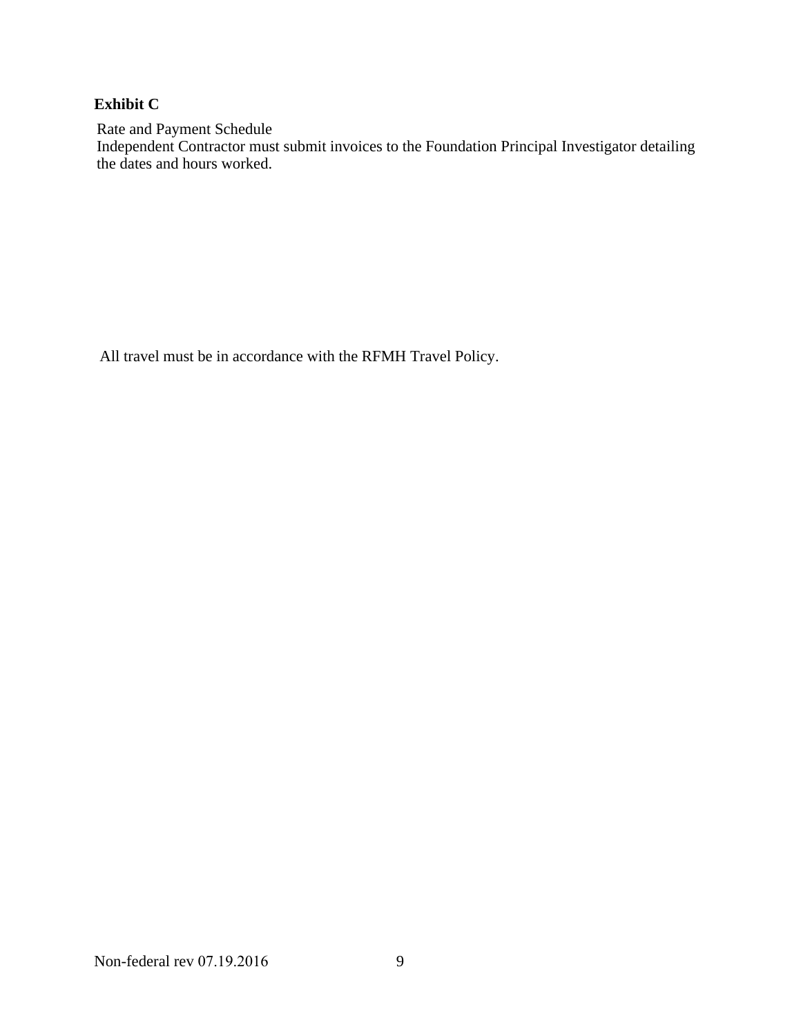**Exhibit C**

Rate and Payment Schedule
Independent Contractor must submit invoices to the Foundation Principal Investigator detailing the dates and hours worked.

All travel must be in accordance with the RFMH Travel Policy.

Non-federal rev 07.19.2016